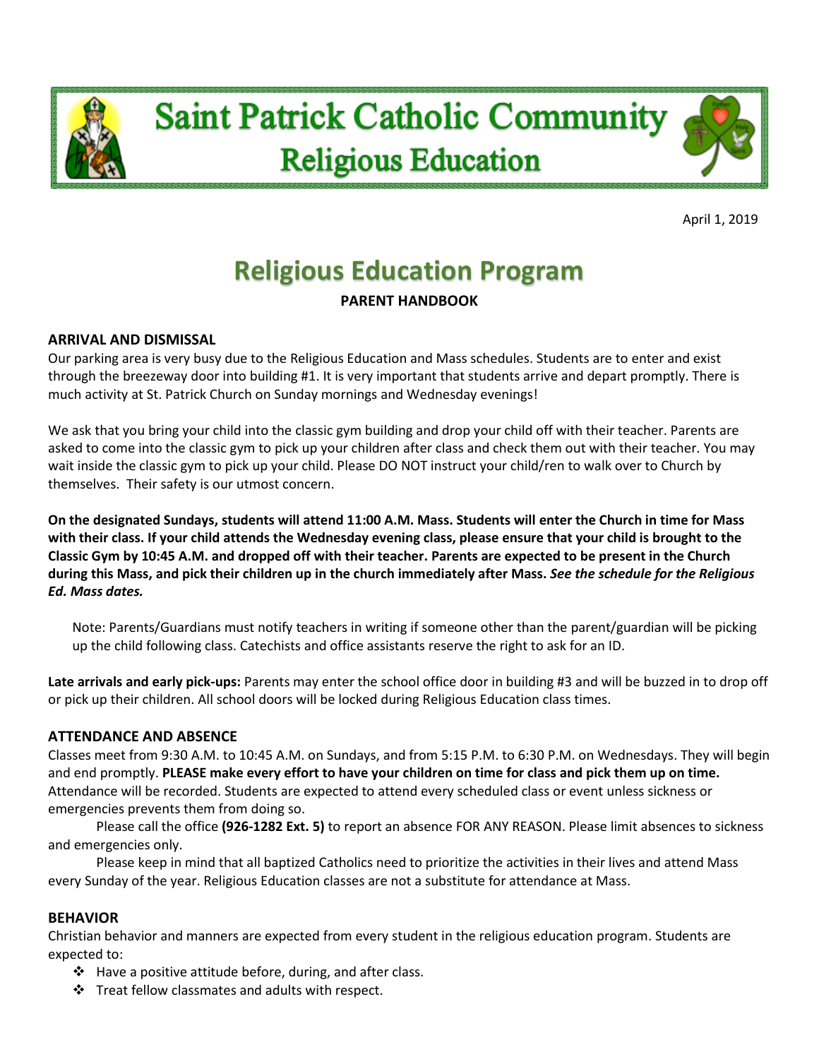# Saint Patrick Catholic Community
## Religious Education

April 1, 2019

# Religious Education Program

**PARENT HANDBOOK**

### ARRIVAL AND DISMISSAL

Our parking area is very busy due to the Religious Education and Mass schedules. Students are to enter and exist through the breezeway door into building #1. It is very important that students arrive and depart promptly. There is much activity at St. Patrick Church on Sunday mornings and Wednesday evenings!

We ask that you bring your child into the classic gym building and drop your child off with their teacher. Parents are asked to come into the classic gym to pick up your children after class and check them out with their teacher. You may wait inside the classic gym to pick up your child. Please DO NOT instruct your child/ren to walk over to Church by themselves. Their safety is our utmost concern.

**On the designated Sundays, students will attend 11:00 A.M. Mass. Students will enter the Church in time for Mass with their class. If your child attends the Wednesday evening class, please ensure that your child is brought to the Classic Gym by 10:45 A.M. and dropped off with their teacher. Parents are expected to be present in the Church during this Mass, and pick their children up in the church immediately after Mass.** ***See the schedule for the Religious Ed. Mass dates.***

Note: Parents/Guardians must notify teachers in writing if someone other than the parent/guardian will be picking up the child following class. Catechists and office assistants reserve the right to ask for an ID.

**Late arrivals and early pick-ups:** Parents may enter the school office door in building #3 and will be buzzed in to drop off or pick up their children. All school doors will be locked during Religious Education class times.

### ATTENDANCE AND ABSENCE

Classes meet from 9:30 A.M. to 10:45 A.M. on Sundays, and from 5:15 P.M. to 6:30 P.M. on Wednesdays. They will begin and end promptly. **PLEASE make every effort to have your children on time for class and pick them up on time.** Attendance will be recorded. Students are expected to attend every scheduled class or event unless sickness or emergencies prevents them from doing so.

Please call the office **(926-1282 Ext. 5)** to report an absence FOR ANY REASON. Please limit absences to sickness and emergencies only.

Please keep in mind that all baptized Catholics need to prioritize the activities in their lives and attend Mass every Sunday of the year. Religious Education classes are not a substitute for attendance at Mass.

### BEHAVIOR

Christian behavior and manners are expected from every student in the religious education program. Students are expected to:

- Have a positive attitude before, during, and after class.
- Treat fellow classmates and adults with respect.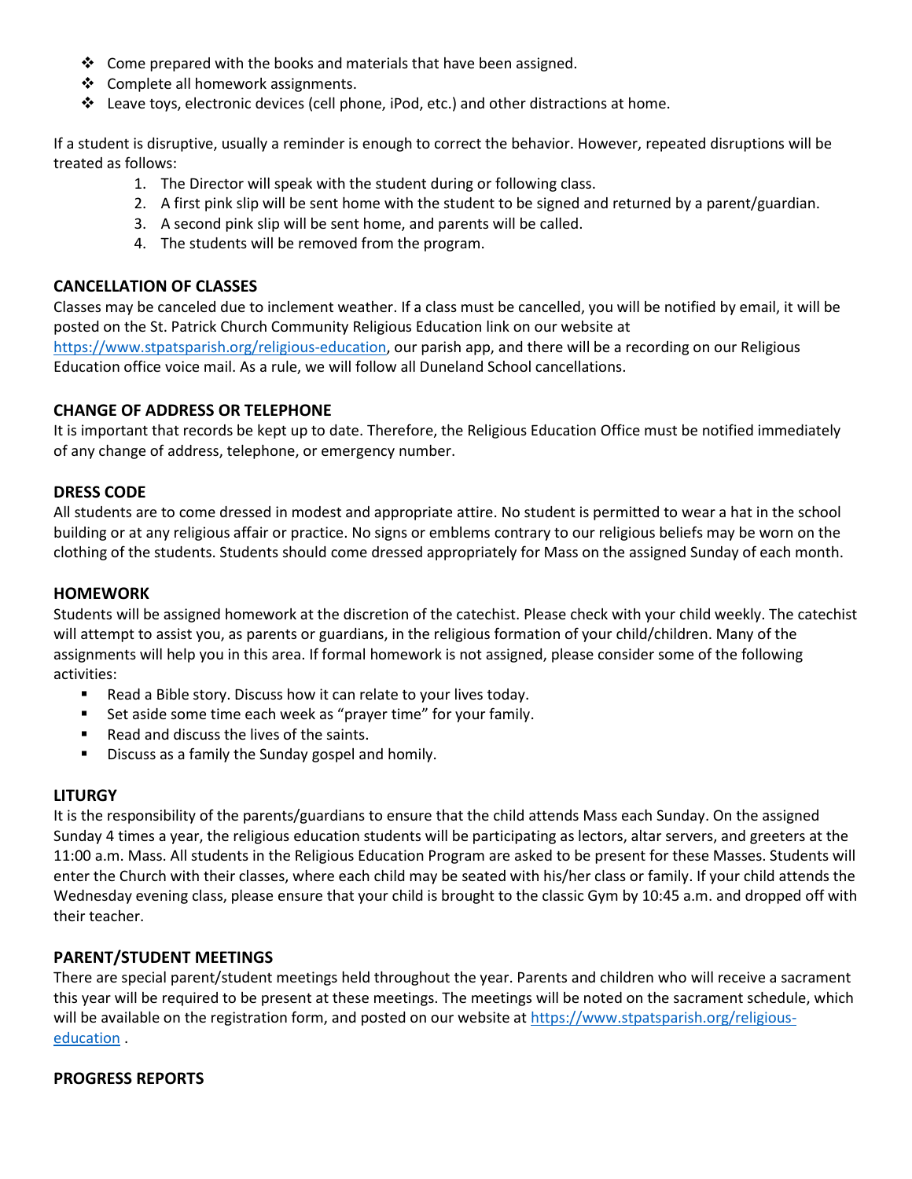- Come prepared with the books and materials that have been assigned.
- Complete all homework assignments.
- Leave toys, electronic devices (cell phone, iPod, etc.) and other distractions at home.

If a student is disruptive, usually a reminder is enough to correct the behavior. However, repeated disruptions will be treated as follows:

1. The Director will speak with the student during or following class.
2. A first pink slip will be sent home with the student to be signed and returned by a parent/guardian.
3. A second pink slip will be sent home, and parents will be called.
4. The students will be removed from the program.

**CANCELLATION OF CLASSES**

Classes may be canceled due to inclement weather. If a class must be cancelled, you will be notified by email, it will be posted on the St. Patrick Church Community Religious Education link on our website at https://www.stpatsparish.org/religious-education, our parish app, and there will be a recording on our Religious Education office voice mail. As a rule, we will follow all Duneland School cancellations.

**CHANGE OF ADDRESS OR TELEPHONE**

It is important that records be kept up to date. Therefore, the Religious Education Office must be notified immediately of any change of address, telephone, or emergency number.

**DRESS CODE**

All students are to come dressed in modest and appropriate attire. No student is permitted to wear a hat in the school building or at any religious affair or practice. No signs or emblems contrary to our religious beliefs may be worn on the clothing of the students. Students should come dressed appropriately for Mass on the assigned Sunday of each month.

**HOMEWORK**

Students will be assigned homework at the discretion of the catechist. Please check with your child weekly. The catechist will attempt to assist you, as parents or guardians, in the religious formation of your child/children. Many of the assignments will help you in this area. If formal homework is not assigned, please consider some of the following activities:

- Read a Bible story. Discuss how it can relate to your lives today.
- Set aside some time each week as "prayer time" for your family.
- Read and discuss the lives of the saints.
- Discuss as a family the Sunday gospel and homily.

**LITURGY**

It is the responsibility of the parents/guardians to ensure that the child attends Mass each Sunday. On the assigned Sunday 4 times a year, the religious education students will be participating as lectors, altar servers, and greeters at the 11:00 a.m. Mass. All students in the Religious Education Program are asked to be present for these Masses. Students will enter the Church with their classes, where each child may be seated with his/her class or family. If your child attends the Wednesday evening class, please ensure that your child is brought to the classic Gym by 10:45 a.m. and dropped off with their teacher.

**PARENT/STUDENT MEETINGS**

There are special parent/student meetings held throughout the year. Parents and children who will receive a sacrament this year will be required to be present at these meetings. The meetings will be noted on the sacrament schedule, which will be available on the registration form, and posted on our website at https://www.stpatsparish.org/religious-education .

**PROGRESS REPORTS**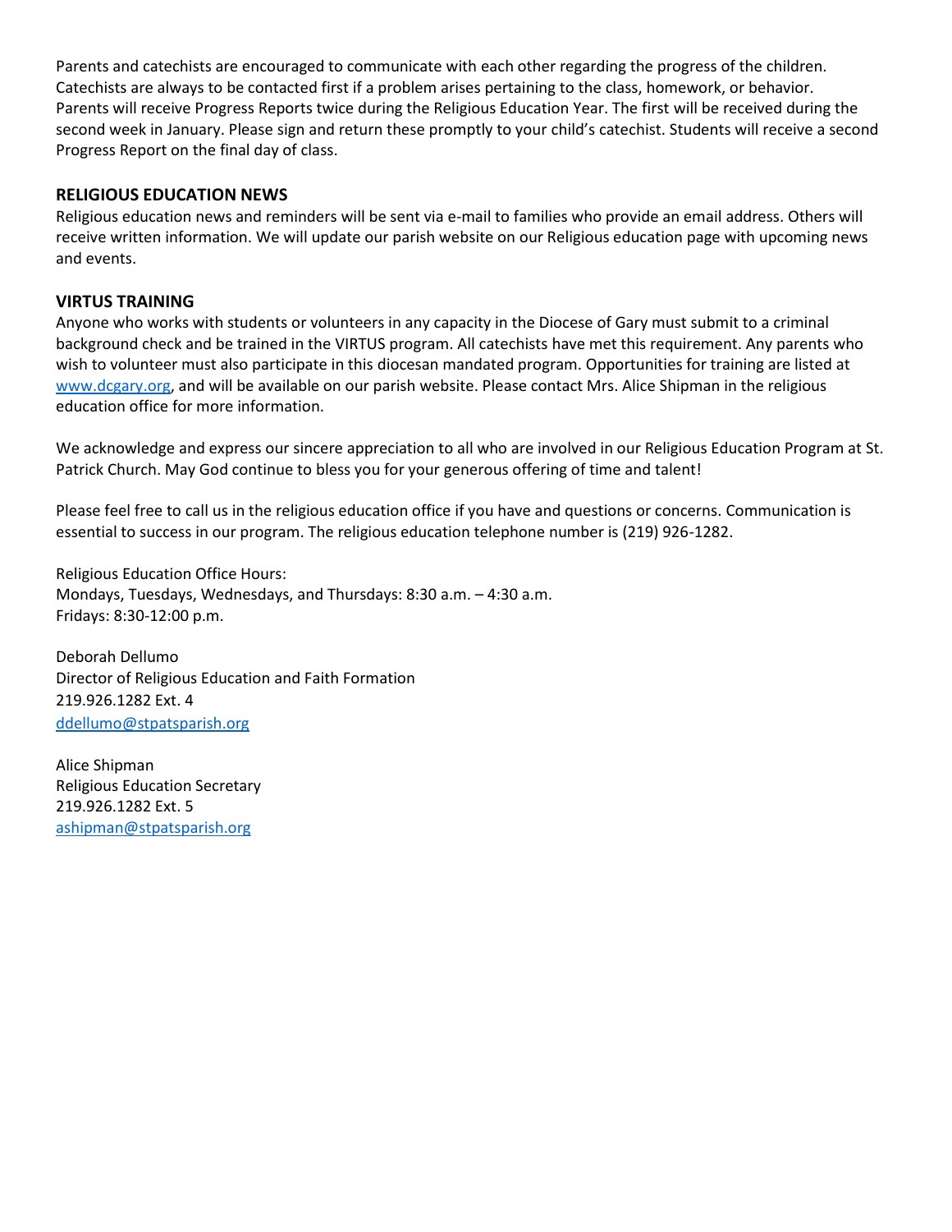Parents and catechists are encouraged to communicate with each other regarding the progress of the children. Catechists are always to be contacted first if a problem arises pertaining to the class, homework, or behavior. Parents will receive Progress Reports twice during the Religious Education Year. The first will be received during the second week in January. Please sign and return these promptly to your child's catechist. Students will receive a second Progress Report on the final day of class.

## RELIGIOUS EDUCATION NEWS

Religious education news and reminders will be sent via e-mail to families who provide an email address. Others will receive written information. We will update our parish website on our Religious education page with upcoming news and events.

## VIRTUS TRAINING

Anyone who works with students or volunteers in any capacity in the Diocese of Gary must submit to a criminal background check and be trained in the VIRTUS program. All catechists have met this requirement. Any parents who wish to volunteer must also participate in this diocesan mandated program. Opportunities for training are listed at [www.dcgary.org](http://www.dcgary.org), and will be available on our parish website. Please contact Mrs. Alice Shipman in the religious education office for more information.

We acknowledge and express our sincere appreciation to all who are involved in our Religious Education Program at St. Patrick Church. May God continue to bless you for your generous offering of time and talent!

Please feel free to call us in the religious education office if you have and questions or concerns. Communication is essential to success in our program. The religious education telephone number is (219) 926-1282.

Religious Education Office Hours:
Mondays, Tuesdays, Wednesdays, and Thursdays: 8:30 a.m. – 4:30 a.m.
Fridays: 8:30-12:00 p.m.

Deborah Dellumo
Director of Religious Education and Faith Formation
219.926.1282 Ext. 4
[ddellumo@stpatsparish.org](mailto:ddellumo@stpatsparish.org)

Alice Shipman
Religious Education Secretary
219.926.1282 Ext. 5
[ashipman@stpatsparish.org](mailto:ashipman@stpatsparish.org)